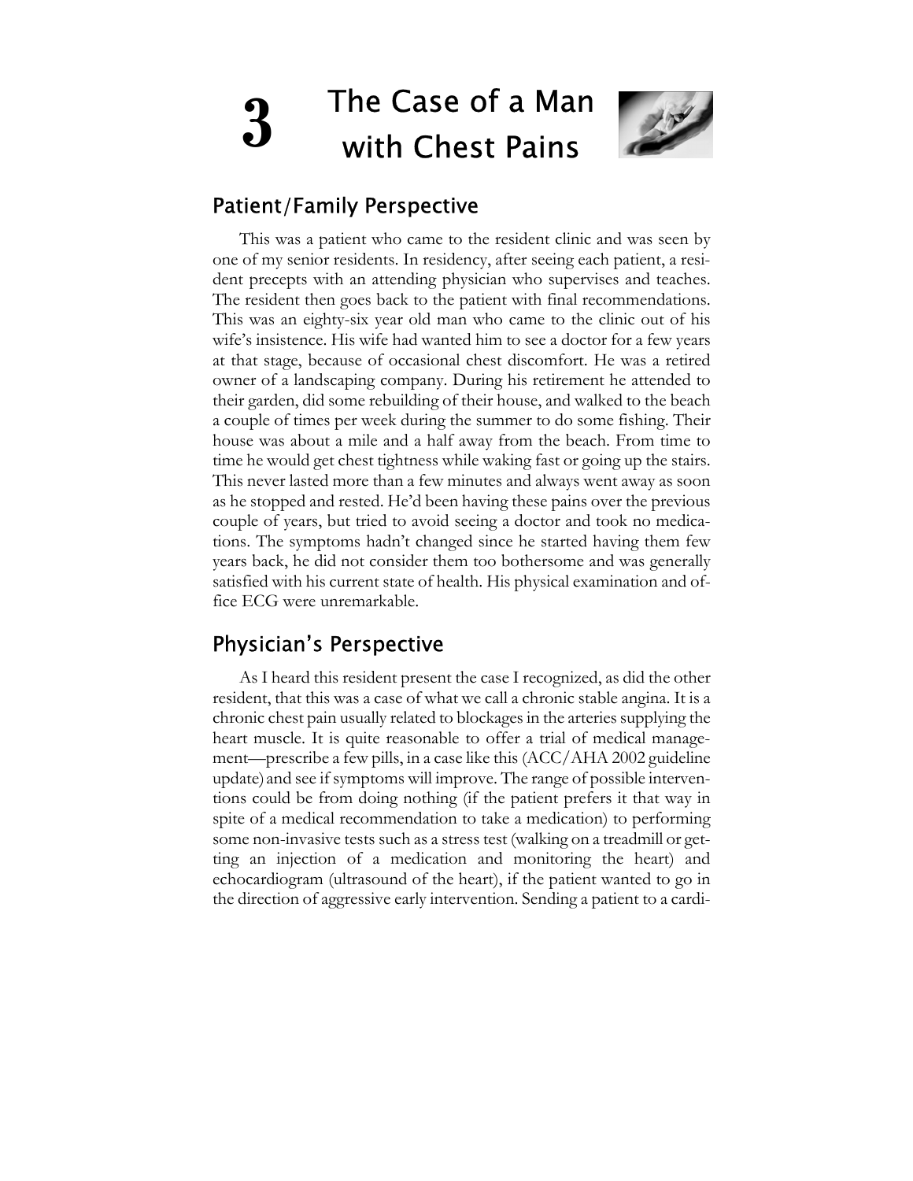# 3 The Case of a Man with Chest Pains

## Patient/Family Perspective

This was a patient who came to the resident clinic and was seen by one of my senior residents. In residency, after seeing each patient, a resident precepts with an attending physician who supervises and teaches. The resident then goes back to the patient with final recommendations. This was an eighty-six year old man who came to the clinic out of his wife's insistence. His wife had wanted him to see a doctor for a few years at that stage, because of occasional chest discomfort. He was a retired owner of a landscaping company. During his retirement he attended to their garden, did some rebuilding of their house, and walked to the beach a couple of times per week during the summer to do some fishing. Their house was about a mile and a half away from the beach. From time to time he would get chest tightness while waking fast or going up the stairs. This never lasted more than a few minutes and always went away as soon as he stopped and rested. He'd been having these pains over the previous couple of years, but tried to avoid seeing a doctor and took no medications. The symptoms hadn't changed since he started having them few years back, he did not consider them too bothersome and was generally satisfied with his current state of health. His physical examination and office ECG were unremarkable.

## Physician's Perspective

As I heard this resident present the case I recognized, as did the other resident, that this was a case of what we call a chronic stable angina. It is a chronic chest pain usually related to blockages in the arteries supplying the heart muscle. It is quite reasonable to offer a trial of medical management—prescribe a few pills, in a case like this (ACC/AHA 2002 guideline update) and see if symptoms will improve. The range of possible interventions could be from doing nothing (if the patient prefers it that way in spite of a medical recommendation to take a medication) to performing some non-invasive tests such as a stress test (walking on a treadmill or getting an injection of a medication and monitoring the heart) and echocardiogram (ultrasound of the heart), if the patient wanted to go in the direction of aggressive early intervention. Sending a patient to a cardi-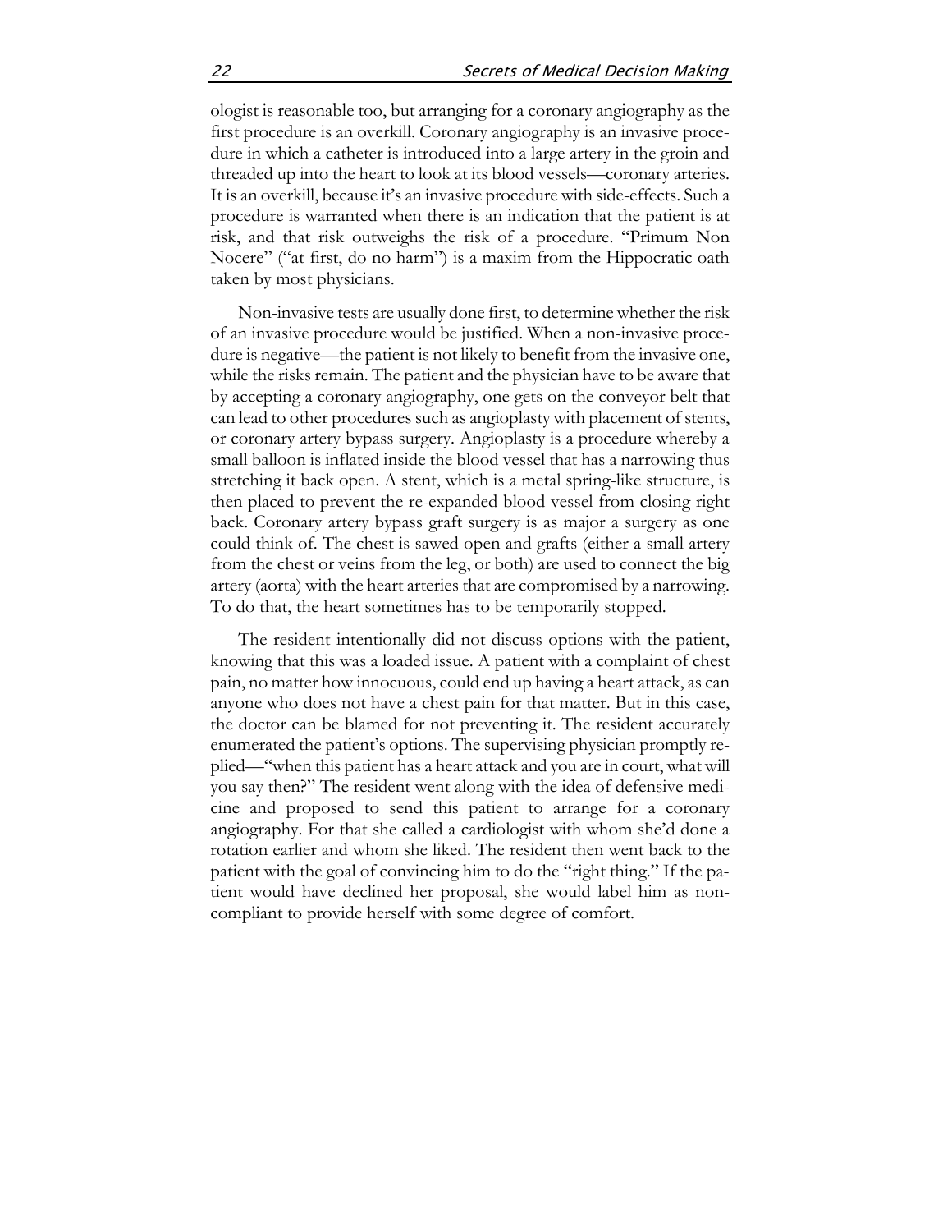ologist is reasonable too, but arranging for a coronary angiography as the first procedure is an overkill. Coronary angiography is an invasive procedure in which a catheter is introduced into a large artery in the groin and threaded up into the heart to look at its blood vessels—coronary arteries. It is an overkill, because it's an invasive procedure with side-effects. Such a procedure is warranted when there is an indication that the patient is at risk, and that risk outweighs the risk of a procedure. "Primum Non Nocere" ("at first, do no harm") is a maxim from the Hippocratic oath taken by most physicians.

Non-invasive tests are usually done first, to determine whether the risk of an invasive procedure would be justified. When a non-invasive procedure is negative—the patient is not likely to benefit from the invasive one, while the risks remain. The patient and the physician have to be aware that by accepting a coronary angiography, one gets on the conveyor belt that can lead to other procedures such as angioplasty with placement of stents, or coronary artery bypass surgery. Angioplasty is a procedure whereby a small balloon is inflated inside the blood vessel that has a narrowing thus stretching it back open. A stent, which is a metal spring-like structure, is then placed to prevent the re-expanded blood vessel from closing right back. Coronary artery bypass graft surgery is as major a surgery as one could think of. The chest is sawed open and grafts (either a small artery from the chest or veins from the leg, or both) are used to connect the big artery (aorta) with the heart arteries that are compromised by a narrowing. To do that, the heart sometimes has to be temporarily stopped.

The resident intentionally did not discuss options with the patient, knowing that this was a loaded issue. A patient with a complaint of chest pain, no matter how innocuous, could end up having a heart attack, as can anyone who does not have a chest pain for that matter. But in this case, the doctor can be blamed for not preventing it. The resident accurately enumerated the patient's options. The supervising physician promptly replied—"when this patient has a heart attack and you are in court, what will you say then?" The resident went along with the idea of defensive medicine and proposed to send this patient to arrange for a coronary angiography. For that she called a cardiologist with whom she'd done a rotation earlier and whom she liked. The resident then went back to the patient with the goal of convincing him to do the "right thing." If the patient would have declined her proposal, she would label him as non-compliant to provide herself with some degree of comfort.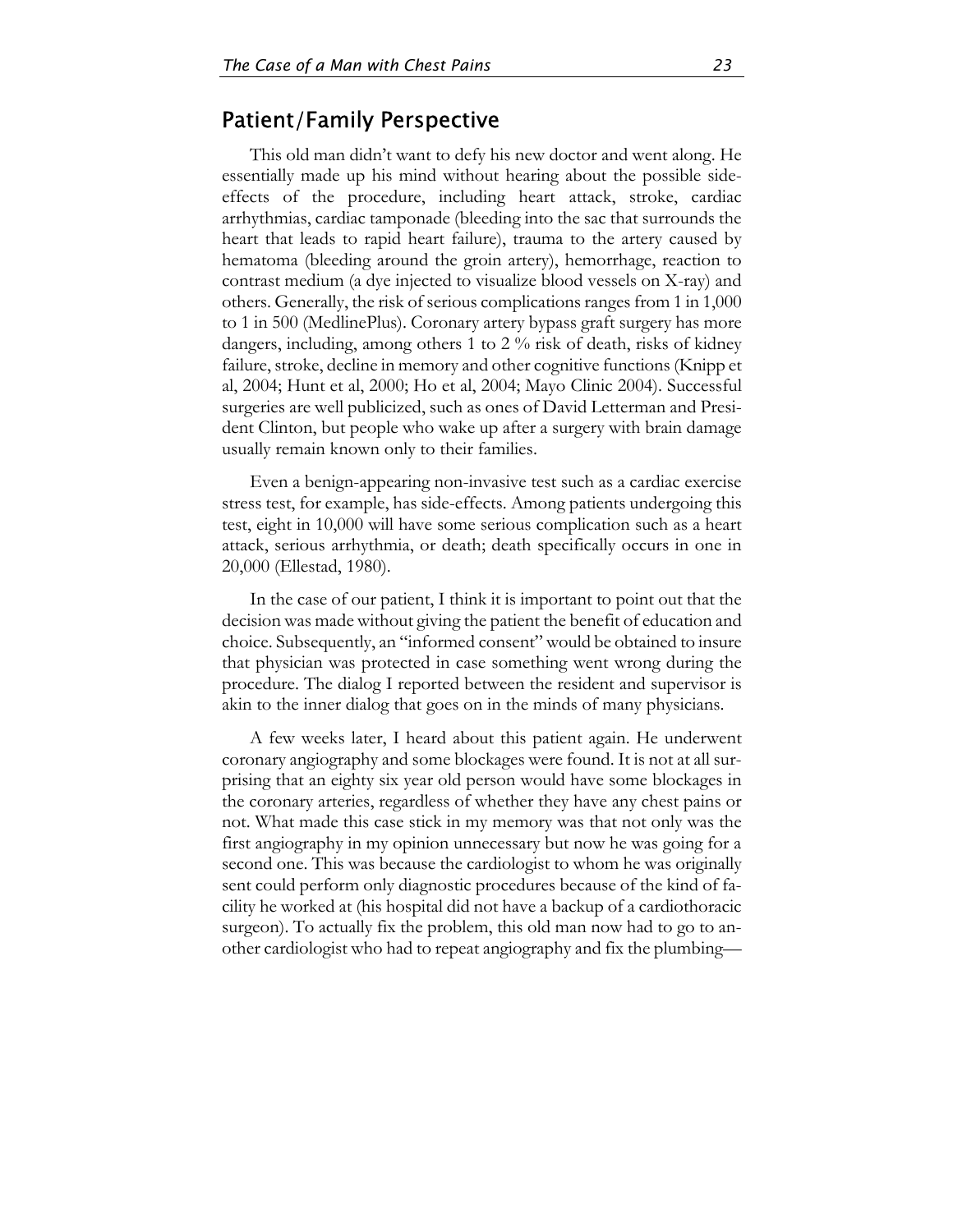## Patient/Family Perspective

This old man didn't want to defy his new doctor and went along. He essentially made up his mind without hearing about the possible side-effects of the procedure, including heart attack, stroke, cardiac arrhythmias, cardiac tamponade (bleeding into the sac that surrounds the heart that leads to rapid heart failure), trauma to the artery caused by hematoma (bleeding around the groin artery), hemorrhage, reaction to contrast medium (a dye injected to visualize blood vessels on X-ray) and others. Generally, the risk of serious complications ranges from 1 in 1,000 to 1 in 500 (MedlinePlus). Coronary artery bypass graft surgery has more dangers, including, among others 1 to 2 % risk of death, risks of kidney failure, stroke, decline in memory and other cognitive functions (Knipp et al, 2004; Hunt et al, 2000; Ho et al, 2004; Mayo Clinic 2004). Successful surgeries are well publicized, such as ones of David Letterman and President Clinton, but people who wake up after a surgery with brain damage usually remain known only to their families.

Even a benign-appearing non-invasive test such as a cardiac exercise stress test, for example, has side-effects. Among patients undergoing this test, eight in 10,000 will have some serious complication such as a heart attack, serious arrhythmia, or death; death specifically occurs in one in 20,000 (Ellestad, 1980).

In the case of our patient, I think it is important to point out that the decision was made without giving the patient the benefit of education and choice. Subsequently, an "informed consent" would be obtained to insure that physician was protected in case something went wrong during the procedure. The dialog I reported between the resident and supervisor is akin to the inner dialog that goes on in the minds of many physicians.

A few weeks later, I heard about this patient again. He underwent coronary angiography and some blockages were found. It is not at all surprising that an eighty six year old person would have some blockages in the coronary arteries, regardless of whether they have any chest pains or not. What made this case stick in my memory was that not only was the first angiography in my opinion unnecessary but now he was going for a second one. This was because the cardiologist to whom he was originally sent could perform only diagnostic procedures because of the kind of facility he worked at (his hospital did not have a backup of a cardiothoracic surgeon). To actually fix the problem, this old man now had to go to another cardiologist who had to repeat angiography and fix the plumbing—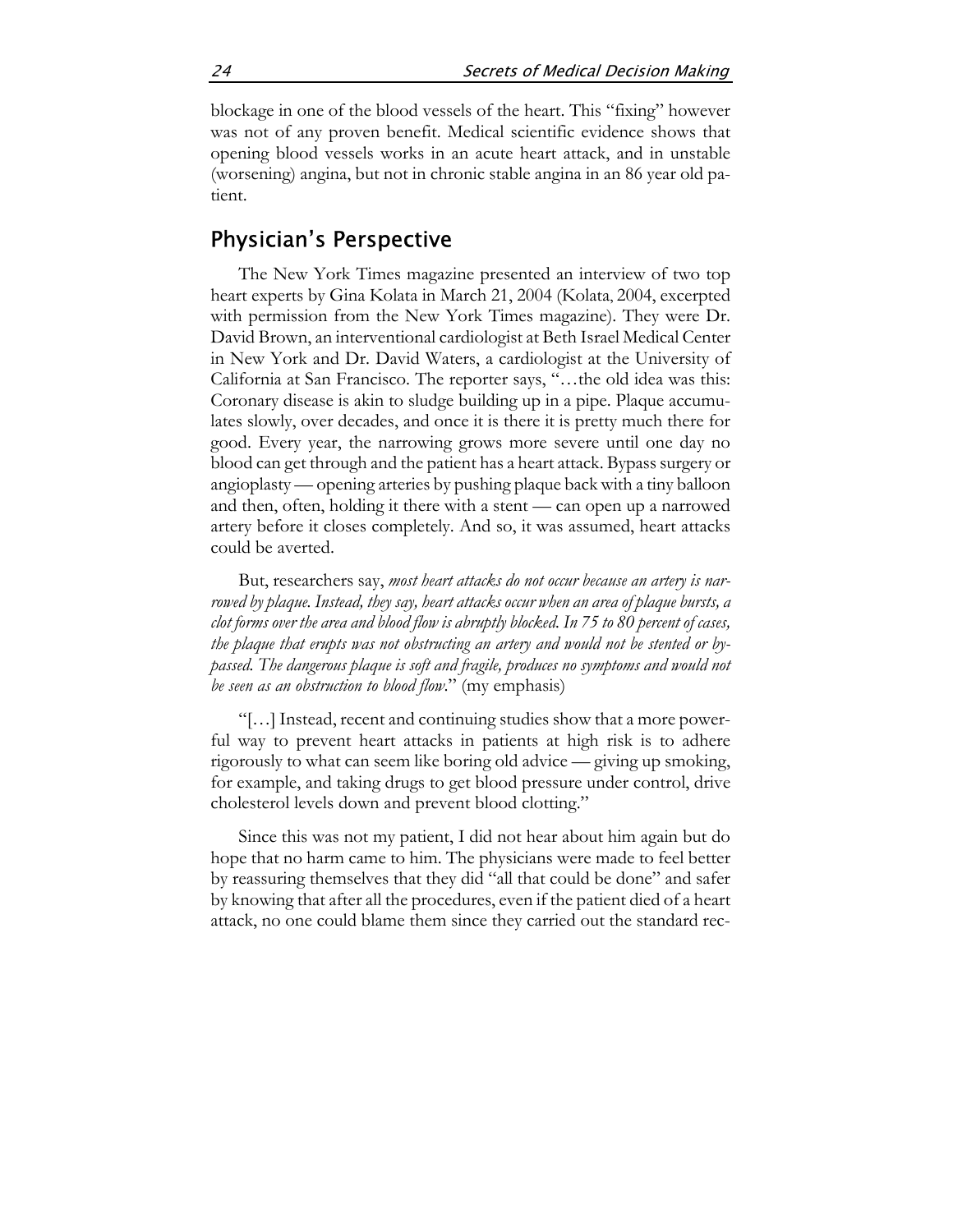blockage in one of the blood vessels of the heart. This "fixing" however was not of any proven benefit. Medical scientific evidence shows that opening blood vessels works in an acute heart attack, and in unstable (worsening) angina, but not in chronic stable angina in an 86 year old patient.

## Physician's Perspective

The New York Times magazine presented an interview of two top heart experts by Gina Kolata in March 21, 2004 (Kolata, 2004, excerpted with permission from the New York Times magazine). They were Dr. David Brown, an interventional cardiologist at Beth Israel Medical Center in New York and Dr. David Waters, a cardiologist at the University of California at San Francisco. The reporter says, "…the old idea was this: Coronary disease is akin to sludge building up in a pipe. Plaque accumulates slowly, over decades, and once it is there it is pretty much there for good. Every year, the narrowing grows more severe until one day no blood can get through and the patient has a heart attack. Bypass surgery or angioplasty — opening arteries by pushing plaque back with a tiny balloon and then, often, holding it there with a stent — can open up a narrowed artery before it closes completely. And so, it was assumed, heart attacks could be averted.

But, researchers say, *most heart attacks do not occur because an artery is narrowed by plaque. Instead, they say, heart attacks occur when an area of plaque bursts, a clot forms over the area and blood flow is abruptly blocked. In 75 to 80 percent of cases, the plaque that erupts was not obstructing an artery and would not be stented or bypassed. The dangerous plaque is soft and fragile, produces no symptoms and would not be seen as an obstruction to blood flow.*" (my emphasis)

"[…] Instead, recent and continuing studies show that a more powerful way to prevent heart attacks in patients at high risk is to adhere rigorously to what can seem like boring old advice — giving up smoking, for example, and taking drugs to get blood pressure under control, drive cholesterol levels down and prevent blood clotting."

Since this was not my patient, I did not hear about him again but do hope that no harm came to him. The physicians were made to feel better by reassuring themselves that they did "all that could be done" and safer by knowing that after all the procedures, even if the patient died of a heart attack, no one could blame them since they carried out the standard rec-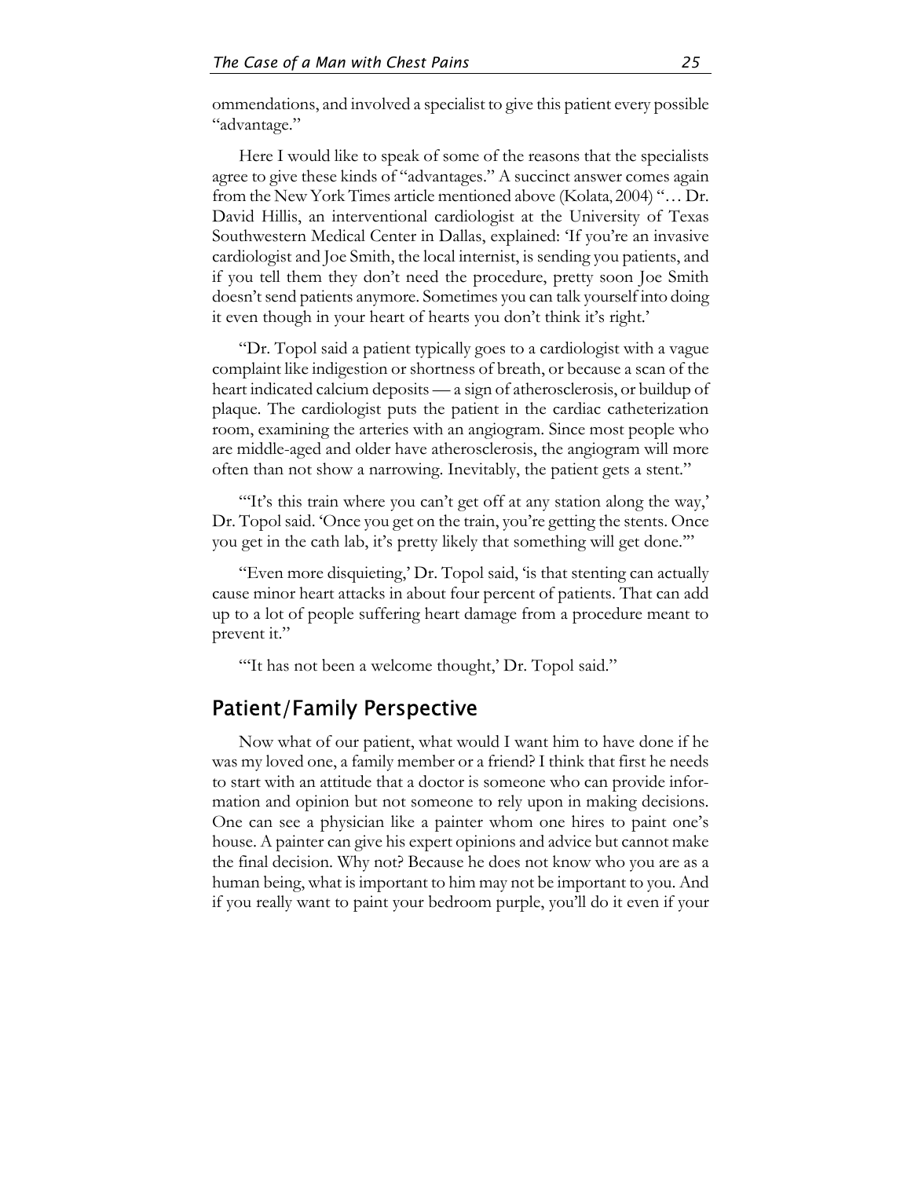ommendations, and involved a specialist to give this patient every possible "advantage."

Here I would like to speak of some of the reasons that the specialists agree to give these kinds of "advantages." A succinct answer comes again from the New York Times article mentioned above (Kolata, 2004) "… Dr. David Hillis, an interventional cardiologist at the University of Texas Southwestern Medical Center in Dallas, explained: 'If you're an invasive cardiologist and Joe Smith, the local internist, is sending you patients, and if you tell them they don't need the procedure, pretty soon Joe Smith doesn't send patients anymore. Sometimes you can talk yourself into doing it even though in your heart of hearts you don't think it's right.'

"Dr. Topol said a patient typically goes to a cardiologist with a vague complaint like indigestion or shortness of breath, or because a scan of the heart indicated calcium deposits — a sign of atherosclerosis, or buildup of plaque. The cardiologist puts the patient in the cardiac catheterization room, examining the arteries with an angiogram. Since most people who are middle-aged and older have atherosclerosis, the angiogram will more often than not show a narrowing. Inevitably, the patient gets a stent."

"'It's this train where you can't get off at any station along the way,' Dr. Topol said. 'Once you get on the train, you're getting the stents. Once you get in the cath lab, it's pretty likely that something will get done.'"

"Even more disquieting,' Dr. Topol said, 'is that stenting can actually cause minor heart attacks in about four percent of patients. That can add up to a lot of people suffering heart damage from a procedure meant to prevent it."

"'It has not been a welcome thought,' Dr. Topol said."

## Patient/Family Perspective

Now what of our patient, what would I want him to have done if he was my loved one, a family member or a friend? I think that first he needs to start with an attitude that a doctor is someone who can provide information and opinion but not someone to rely upon in making decisions. One can see a physician like a painter whom one hires to paint one's house. A painter can give his expert opinions and advice but cannot make the final decision. Why not? Because he does not know who you are as a human being, what is important to him may not be important to you. And if you really want to paint your bedroom purple, you'll do it even if your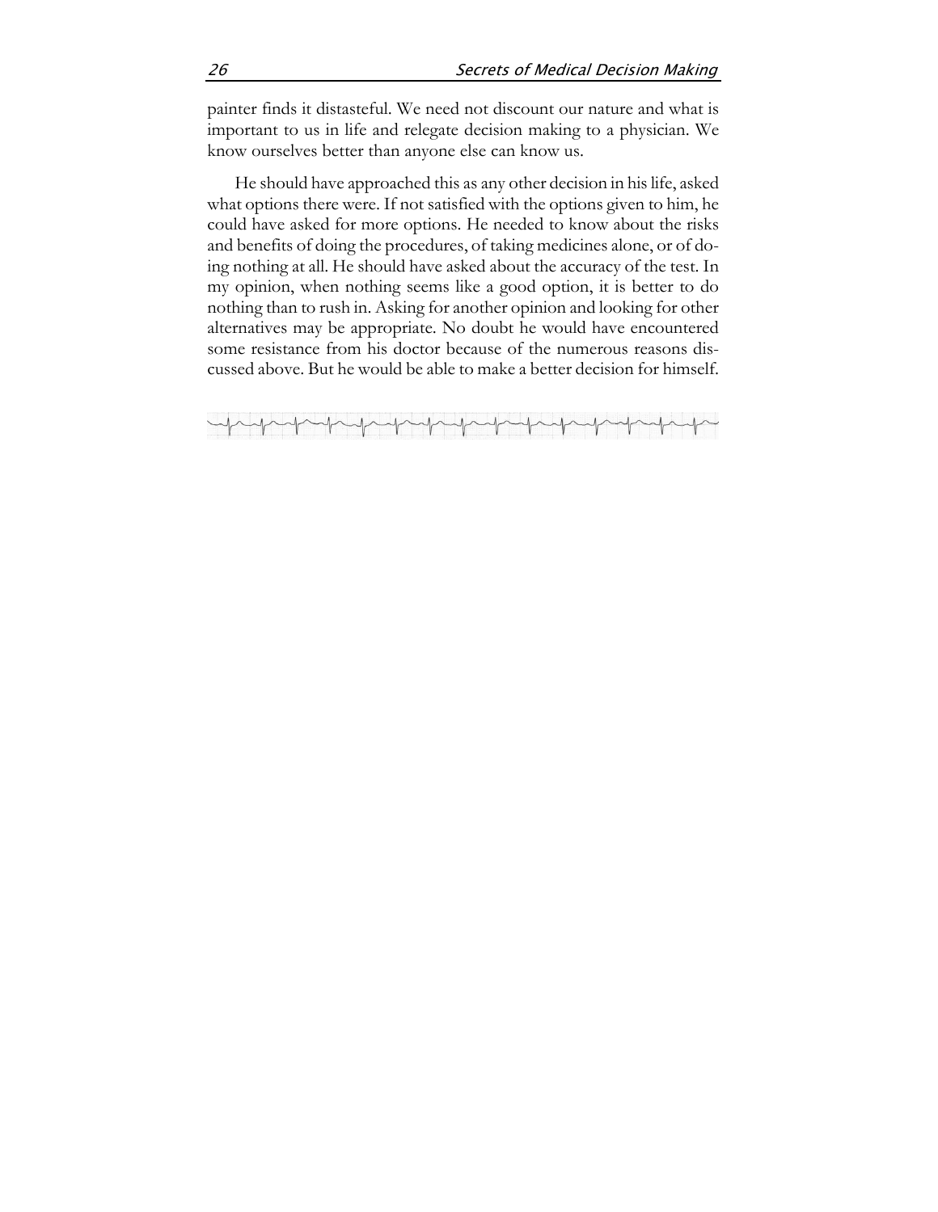painter finds it distasteful. We need not discount our nature and what is important to us in life and relegate decision making to a physician. We know ourselves better than anyone else can know us.

He should have approached this as any other decision in his life, asked what options there were. If not satisfied with the options given to him, he could have asked for more options. He needed to know about the risks and benefits of doing the procedures, of taking medicines alone, or of doing nothing at all. He should have asked about the accuracy of the test. In my opinion, when nothing seems like a good option, it is better to do nothing than to rush in. Asking for another opinion and looking for other alternatives may be appropriate. No doubt he would have encountered some resistance from his doctor because of the numerous reasons discussed above. But he would be able to make a better decision for himself.